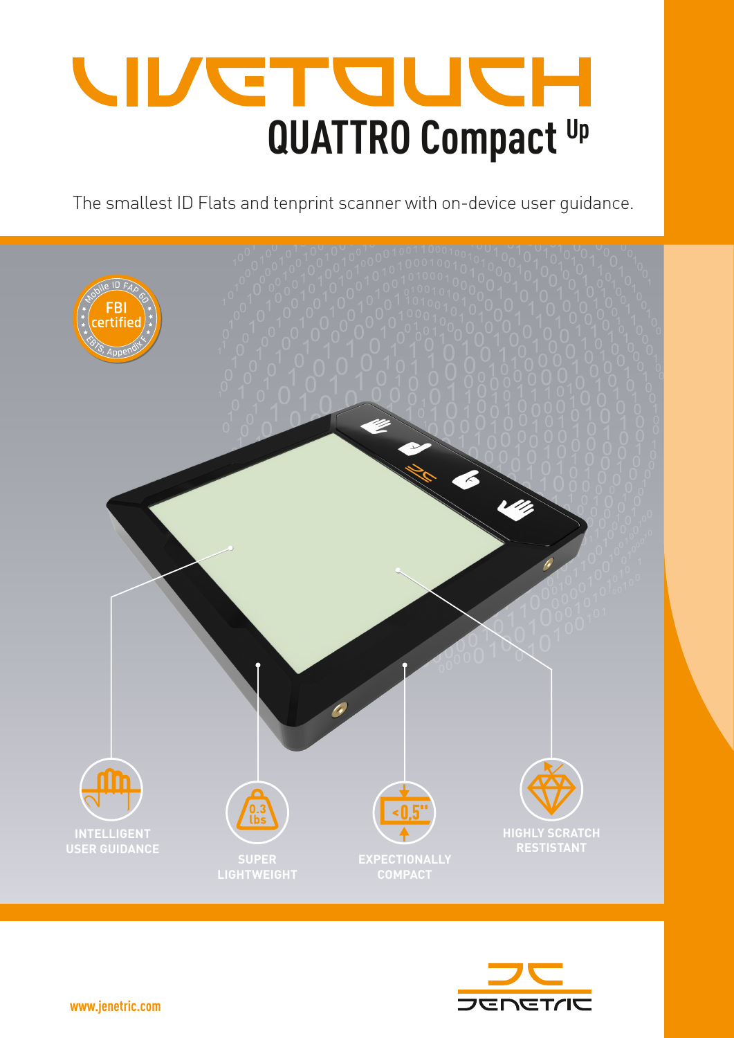# LIVETOUCH

## QUATTRO Compact Up

The smallest ID Flats and tenprint scanner with on-device user guidance.

Mobile ID FAP 60 · FBI certified · EBTS, Appendix F

- INTELLIGENT USER GUIDANCE
- SUPER LIGHTWEIGHT (0.3 lbs)
- EXPECTIONALLY COMPACT (<0,5")
- HIGHLY SCRATCH RESTISTANT

www.jenetric.com

JENETRIC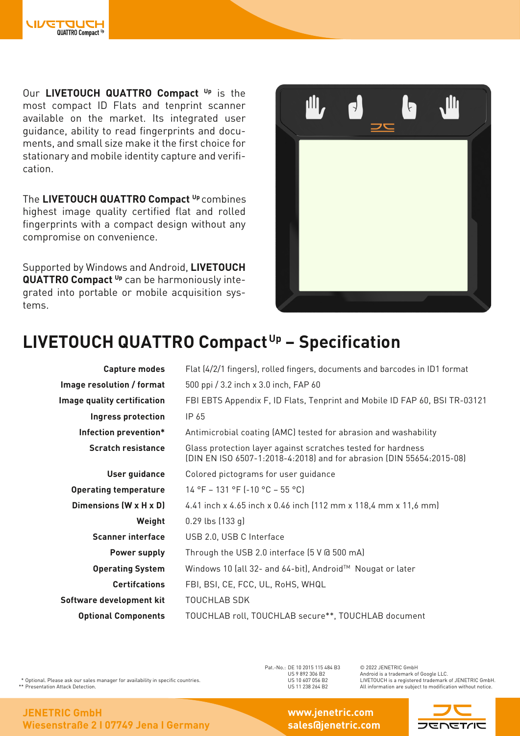Our **LIVETOUCH QUATTRO Compact Up** is the most compact ID Flats and tenprint scanner available on the market. Its integrated user guidance, ability to read fingerprints and documents, and small size make it the first choice for stationary and mobile identity capture and verification.

The **LIVETOUCH QUATTRO Compact Up** combines highest image quality certified flat and rolled fingerprints with a compact design without any compromise on convenience.

Supported by Windows and Android, **LIVETOUCH QUATTRO Compact Up** can be harmoniously integrated into portable or mobile acquisition systems.

# LIVETOUCH QUATTRO Compact Up – Specification

| | |
|---|---|
| **Capture modes** | Flat (4/2/1 fingers), rolled fingers, documents and barcodes in ID1 format |
| **Image resolution / format** | 500 ppi / 3.2 inch x 3.0 inch, FAP 60 |
| **Image quality certification** | FBI EBTS Appendix F, ID Flats, Tenprint and Mobile ID FAP 60, BSI TR-03121 |
| **Ingress protection** | IP 65 |
| **Infection prevention*** | Antimicrobial coating (AMC) tested for abrasion and washability |
| **Scratch resistance** | Glass protection layer against scratches tested for hardness (DIN EN ISO 6507-1:2018-4:2018) and for abrasion (DIN 55654:2015-08) |
| **User guidance** | Colored pictograms for user guidance |
| **Operating temperature** | 14 °F – 131 °F (-10 °C – 55 °C) |
| **Dimensions (W x H x D)** | 4.41 inch x 4.65 inch x 0.46 inch (112 mm x 118,4 mm x 11,6 mm) |
| **Weight** | 0.29 lbs (133 g) |
| **Scanner interface** | USB 2.0, USB C Interface |
| **Power supply** | Through the USB 2.0 interface (5 V @ 500 mA) |
| **Operating System** | Windows 10 (all 32- and 64-bit), Android™ Nougat or later |
| **Certifcations** | FBI, BSI, CE, FCC, UL, RoHS, WHQL |
| **Software development kit** | TOUCHLAB SDK |
| **Optional Components** | TOUCHLAB roll, TOUCHLAB secure**, TOUCHLAB document |

\* Optional. Please ask our sales manager for availability in specific countries.
\*\* Presentation Attack Detection.

Pat.-No.: DE 10 2015 115 484 B3
US 9 892 306 B2
US 10 607 056 B2
US 11 238 264 B2

© 2022 JENETRIC GmbH
Android is a trademark of Google LLC.
LIVETOUCH is a registered trademark of JENETRIC GmbH.
All information are subject to modification without notice.

**JENETRIC GmbH**
**Wiesenstraße 2 I 07749 Jena I Germany**

**www.jenetric.com**
**sales@jenetric.com**